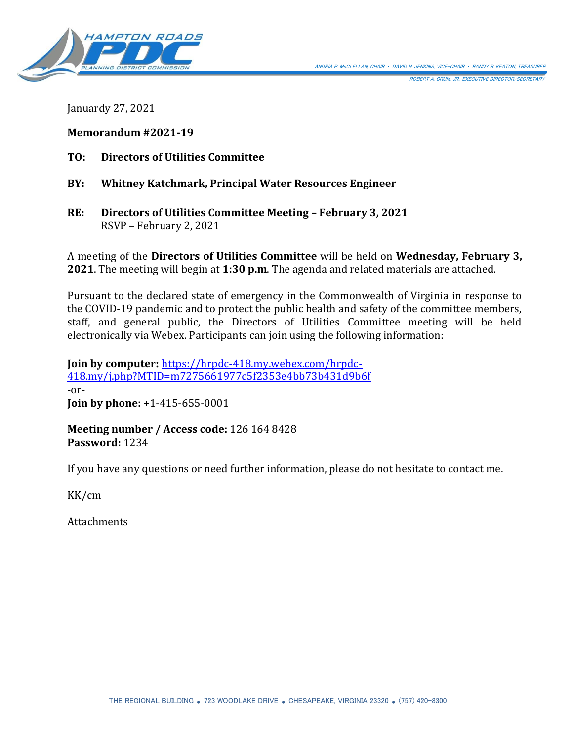HAMPTON ROADS PDC PLANNING DISTRICT COMMISSION

ANDRIA P. McCLELLAN, CHAIR • DAVID H. JENKINS, VICE-CHAIR • RANDY R. KEATON, TREASURER
ROBERT A. CRUM, JR., EXECUTIVE DIRECTOR/SECRETARY

Janaurdy 27, 2021

**Memorandum #2021-19**

**TO: Directors of Utilities Committee**

**BY: Whitney Katchmark, Principal Water Resources Engineer**

**RE: Directors of Utilities Committee Meeting – February 3, 2021**
RSVP – February 2, 2021

A meeting of the **Directors of Utilities Committee** will be held on **Wednesday, February 3, 2021**. The meeting will begin at **1:30 p.m**. The agenda and related materials are attached.

Pursuant to the declared state of emergency in the Commonwealth of Virginia in response to the COVID-19 pandemic and to protect the public health and safety of the committee members, staff, and general public, the Directors of Utilities Committee meeting will be held electronically via Webex. Participants can join using the following information:

**Join by computer:** https://hrpdc-418.my.webex.com/hrpdc-418.my/j.php?MTID=m7275661977c5f2353e4bb73b431d9b6f
-or-
**Join by phone:** +1-415-655-0001

**Meeting number / Access code:** 126 164 8428
**Password:** 1234

If you have any questions or need further information, please do not hesitate to contact me.

KK/cm

Attachments

THE REGIONAL BUILDING • 723 WOODLAKE DRIVE • CHESAPEAKE, VIRGINIA 23320 • (757) 420-8300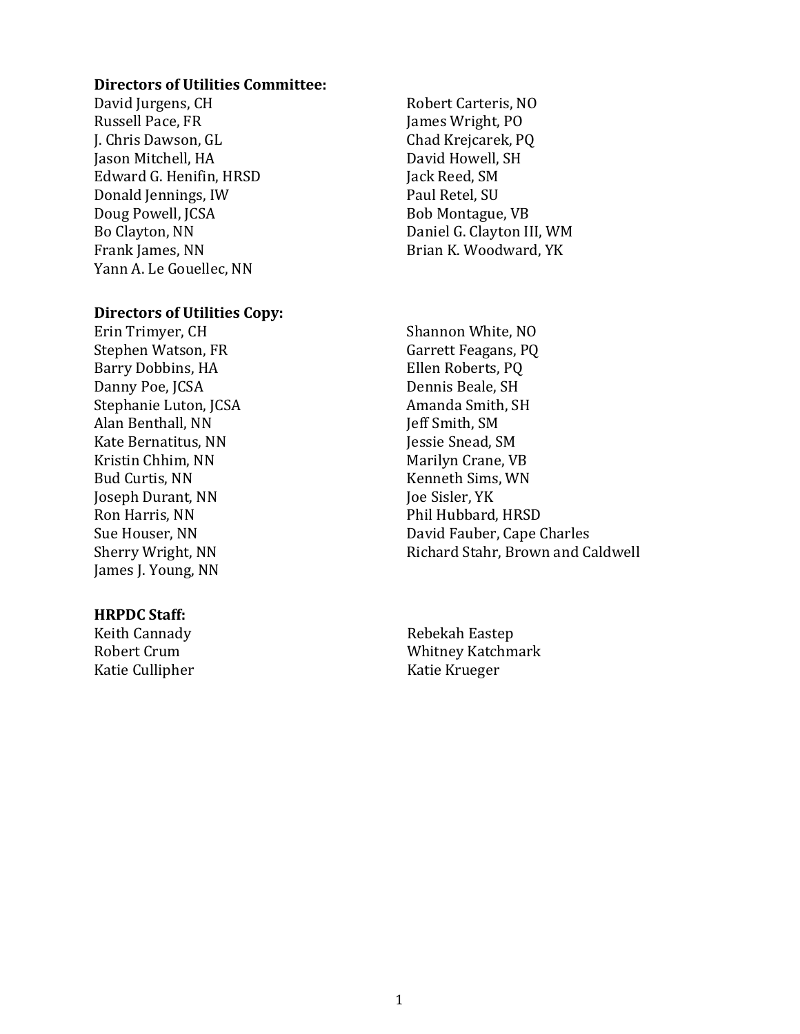**Directors of Utilities Committee:**

David Jurgens, CH
Russell Pace, FR
J. Chris Dawson, GL
Jason Mitchell, HA
Edward G. Henifin, HRSD
Donald Jennings, IW
Doug Powell, JCSA
Bo Clayton, NN
Frank James, NN
Yann A. Le Gouellec, NN
Robert Carteris, NO
James Wright, PO
Chad Krejcarek, PQ
David Howell, SH
Jack Reed, SM
Paul Retel, SU
Bob Montague, VB
Daniel G. Clayton III, WM
Brian K. Woodward, YK

**Directors of Utilities Copy:**

Erin Trimyer, CH
Stephen Watson, FR
Barry Dobbins, HA
Danny Poe, JCSA
Stephanie Luton, JCSA
Alan Benthall, NN
Kate Bernatitus, NN
Kristin Chhim, NN
Bud Curtis, NN
Joseph Durant, NN
Ron Harris, NN
Sue Houser, NN
Sherry Wright, NN
James J. Young, NN
Shannon White, NO
Garrett Feagans, PQ
Ellen Roberts, PQ
Dennis Beale, SH
Amanda Smith, SH
Jeff Smith, SM
Jessie Snead, SM
Marilyn Crane, VB
Kenneth Sims, WN
Joe Sisler, YK
Phil Hubbard, HRSD
David Fauber, Cape Charles
Richard Stahr, Brown and Caldwell

**HRPDC Staff:**

Keith Cannady
Robert Crum
Katie Cullipher
Rebekah Eastep
Whitney Katchmark
Katie Krueger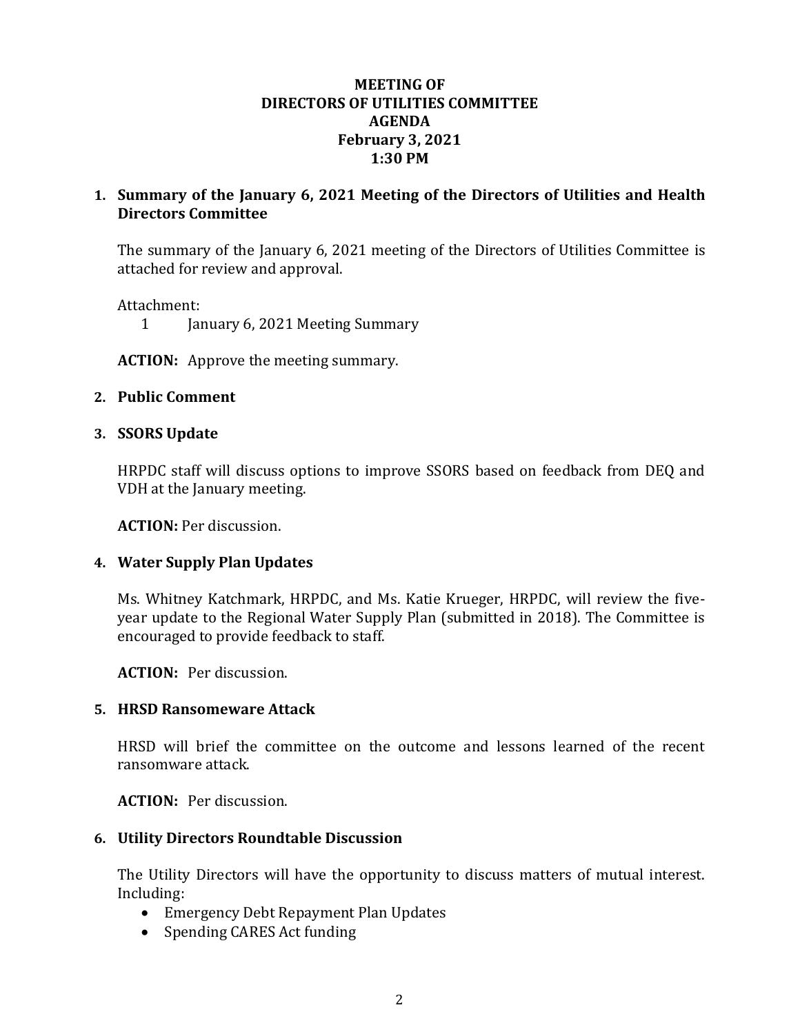**MEETING OF**
**DIRECTORS OF UTILITIES COMMITTEE**
**AGENDA**
**February 3, 2021**
**1:30 PM**

**1. Summary of the January 6, 2021 Meeting of the Directors of Utilities and Health Directors Committee**

The summary of the January 6, 2021 meeting of the Directors of Utilities Committee is attached for review and approval.

Attachment:
 1 January 6, 2021 Meeting Summary

**ACTION:** Approve the meeting summary.

**2. Public Comment**

**3. SSORS Update**

HRPDC staff will discuss options to improve SSORS based on feedback from DEQ and VDH at the January meeting.

**ACTION:** Per discussion.

**4. Water Supply Plan Updates**

Ms. Whitney Katchmark, HRPDC, and Ms. Katie Krueger, HRPDC, will review the five-year update to the Regional Water Supply Plan (submitted in 2018). The Committee is encouraged to provide feedback to staff.

**ACTION:** Per discussion.

**5. HRSD Ransomeware Attack**

HRSD will brief the committee on the outcome and lessons learned of the recent ransomware attack.

**ACTION:** Per discussion.

**6. Utility Directors Roundtable Discussion**

The Utility Directors will have the opportunity to discuss matters of mutual interest. Including:

- Emergency Debt Repayment Plan Updates
- Spending CARES Act funding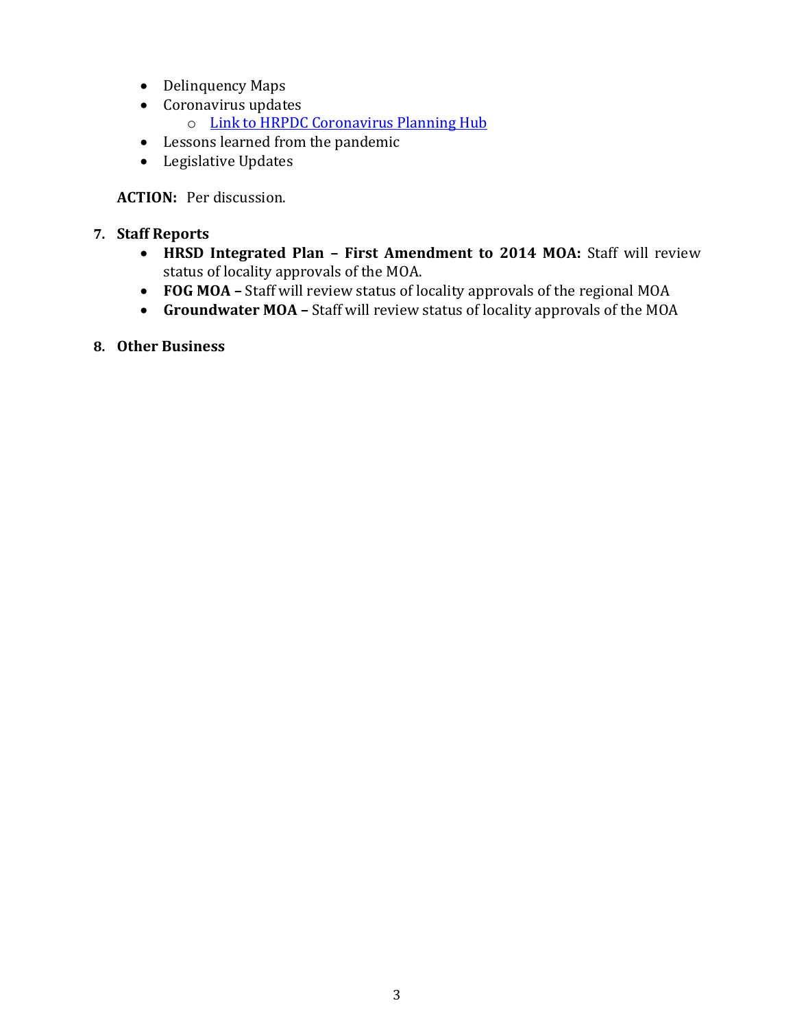- Delinquency Maps
- Coronavirus updates
    - Link to HRPDC Coronavirus Planning Hub
- Lessons learned from the pandemic
- Legislative Updates

**ACTION:** Per discussion.

7. **Staff Reports**
    - **HRSD Integrated Plan – First Amendment to 2014 MOA:** Staff will review status of locality approvals of the MOA.
    - **FOG MOA –** Staff will review status of locality approvals of the regional MOA
    - **Groundwater MOA –** Staff will review status of locality approvals of the MOA

8. **Other Business**